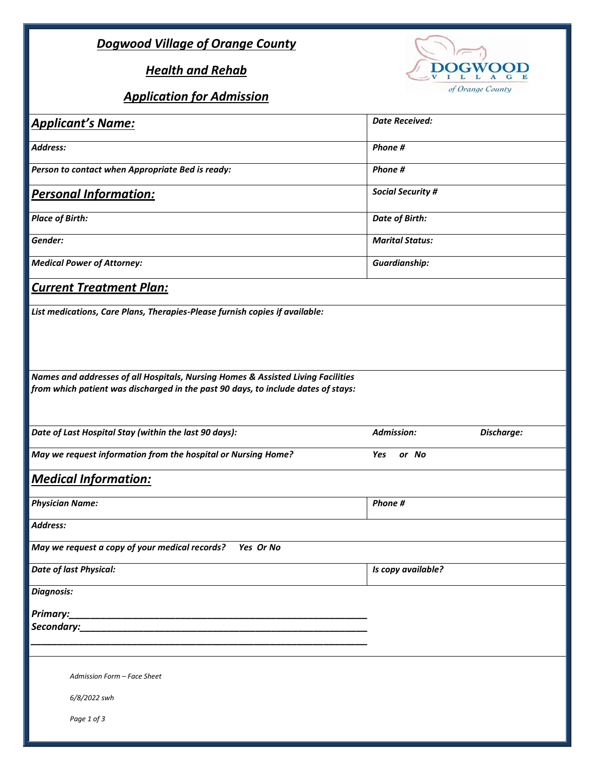# *Dogwood Village of Orange County*

## *Health and Rehab*

## *Application for Admission*

| | |
|---|---|
| ***Applicant's Name:*** | ***Date Received:*** |
| ***Address:*** | ***Phone #*** |
| ***Person to contact when Appropriate Bed is ready:*** | ***Phone #*** |
| ***Personal Information:*** | ***Social Security #*** |
| ***Place of Birth:*** | ***Date of Birth:*** |
| ***Gender:*** | ***Marital Status:*** |
| ***Medical Power of Attorney:*** | ***Guardianship:*** |

## *Current Treatment Plan:*

***List medications, Care Plans, Therapies-Please furnish copies if available:***

***Names and addresses of all Hospitals, Nursing Homes & Assisted Living Facilities from which patient was discharged in the past 90 days, to include dates of stays:***

| | | |
|---|---|---|
| ***Date of Last Hospital Stay (within the last 90 days):*** | ***Admission:*** | ***Discharge:*** |
| ***May we request information from the hospital or Nursing Home?*** | ***Yes or No*** | |

## *Medical Information:*

| | |
|---|---|
| ***Physician Name:*** | ***Phone #*** |
| ***Address:*** | |
| ***May we request a copy of your medical records? Yes Or No*** | |
| ***Date of last Physical:*** | ***Is copy available?*** |

***Diagnosis:***

***Primary:___________________________________________________________***

***Secondary:_________________________________________________________***

***_________________________________________________________________***

*Admission Form – Face Sheet*

*6/8/2022 swh*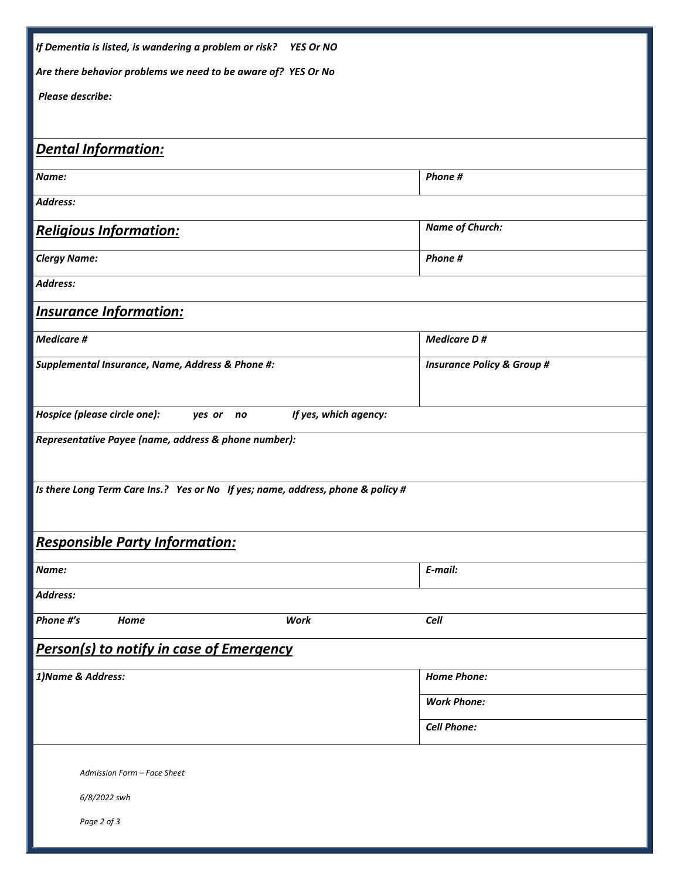*If Dementia is listed, is wandering a problem or risk?    YES Or NO*

*Are there behavior problems we need to be aware of?  YES Or No*

*Please describe:*

## *Dental Information:*

| *Name:* | *Phone #* |
|---|---|
| *Address:* | |

## *Religious Information:*

| | *Name of Church:* |
|---|---|
| *Clergy Name:* | *Phone #* |
| *Address:* | |

## *Insurance Information:*

| *Medicare #* | *Medicare D #* |
|---|---|
| *Supplemental Insurance, Name, Address & Phone #:* | *Insurance Policy & Group #* |

*Hospice (please circle one):    yes  or   no    If yes, which agency:*

*Representative Payee (name, address & phone number):*

*Is there Long Term Care Ins.?  Yes or No  If yes; name, address, phone & policy #*

## *Responsible Party Information:*

| *Name:* | | *E-mail:* |
|---|---|---|
| *Address:* | | |
| *Phone #'s   Home* | *Work* | *Cell* |

## *Person(s) to notify in case of Emergency*

| *1)Name & Address:* | *Home Phone:* |
|---|---|
| | *Work Phone:* |
| | *Cell Phone:* |

*Admission Form – Face Sheet*

*6/8/2022 swh*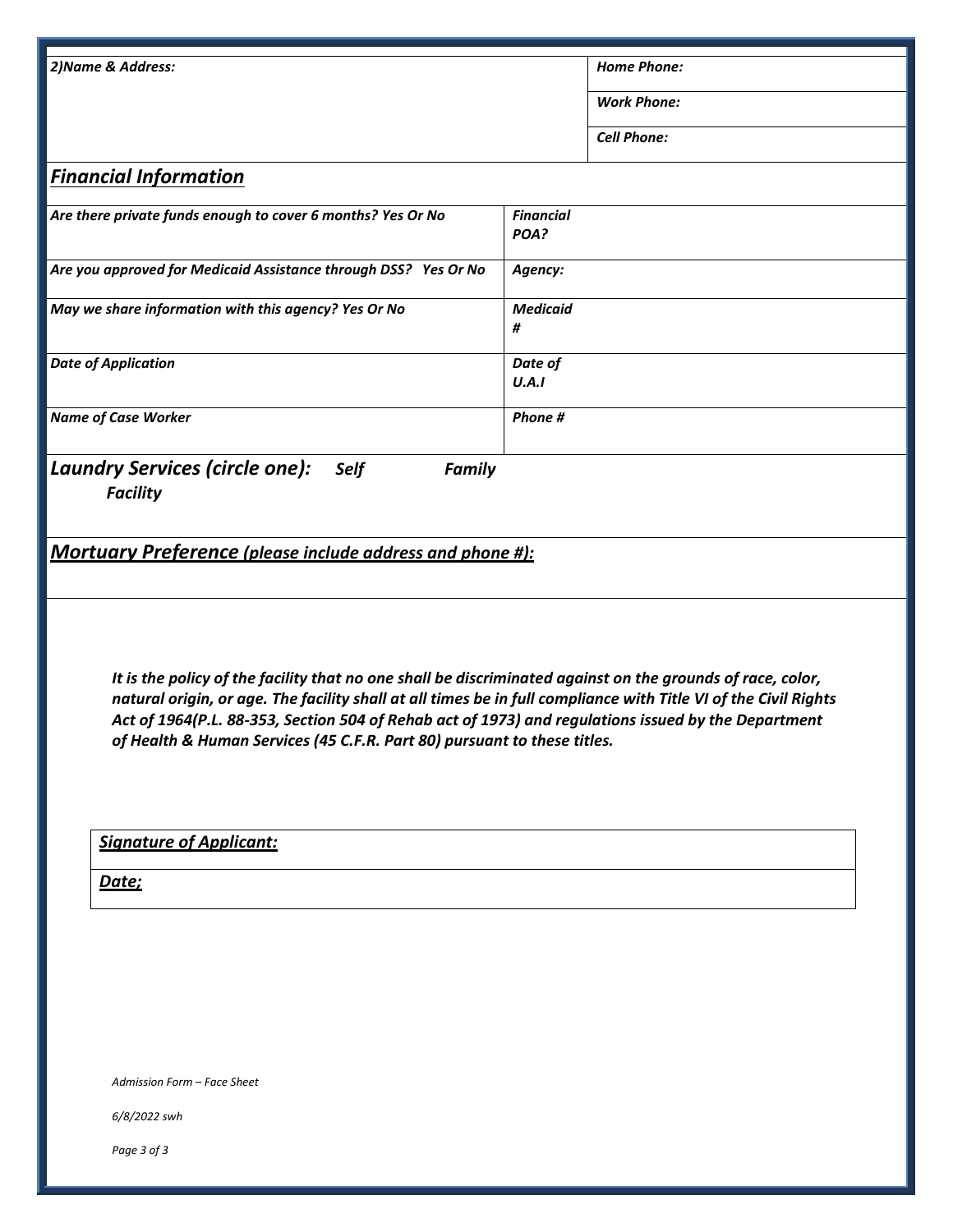| | |
|---|---|
| ***2)Name & Address:*** | ***Home Phone:*** |
| | ***Work Phone:*** |
| | ***Cell Phone:*** |

## ***Financial Information***

| | |
|---|---|
| ***Are there private funds enough to cover 6 months? Yes Or No*** | ***Financial POA?*** |
| ***Are you approved for Medicaid Assistance through DSS? Yes Or No*** | ***Agency:*** |
| ***May we share information with this agency? Yes Or No*** | ***Medicaid #*** |
| ***Date of Application*** | ***Date of U.A.I*** |
| ***Name of Case Worker*** | ***Phone #*** |

***Laundry Services (circle one):*** ***Self*** ***Family*** ***Facility***

***Mortuary Preference (please include address and phone #):***

***It is the policy of the facility that no one shall be discriminated against on the grounds of race, color, natural origin, or age. The facility shall at all times be in full compliance with Title VI of the Civil Rights Act of 1964(P.L. 88-353, Section 504 of Rehab act of 1973) and regulations issued by the Department of Health & Human Services (45 C.F.R. Part 80) pursuant to these titles.***

| |
|---|
| ***Signature of Applicant:*** |
| ***Date;*** |

*Admission Form – Face Sheet*

*6/8/2022 swh*